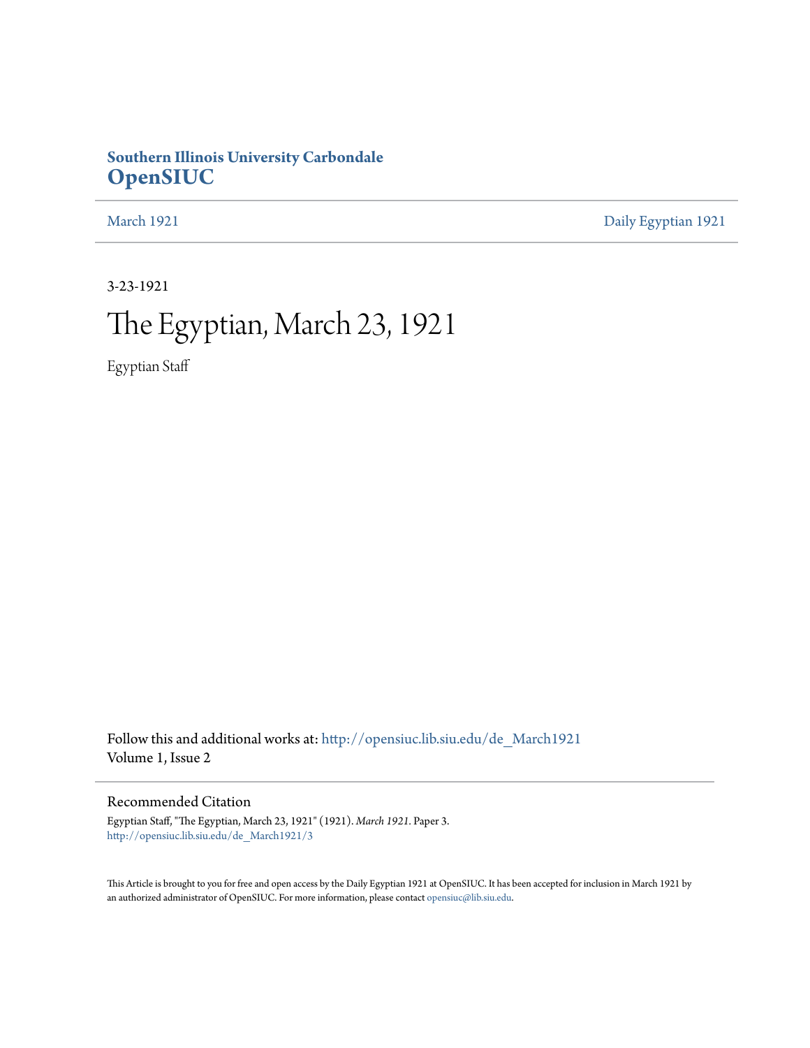# Southern Illinois University Carbondale
# OpenSIUC

March 1921 | Daily Egyptian 1921

3-23-1921

# The Egyptian, March 23, 1921

Egyptian Staff

Follow this and additional works at: http://opensiuc.lib.siu.edu/de_March1921
Volume 1, Issue 2

## Recommended Citation

Egyptian Staff, "The Egyptian, March 23, 1921" (1921). *March 1921.* Paper 3.
http://opensiuc.lib.siu.edu/de_March1921/3

This Article is brought to you for free and open access by the Daily Egyptian 1921 at OpenSIUC. It has been accepted for inclusion in March 1921 by an authorized administrator of OpenSIUC. For more information, please contact opensiuc@lib.siu.edu.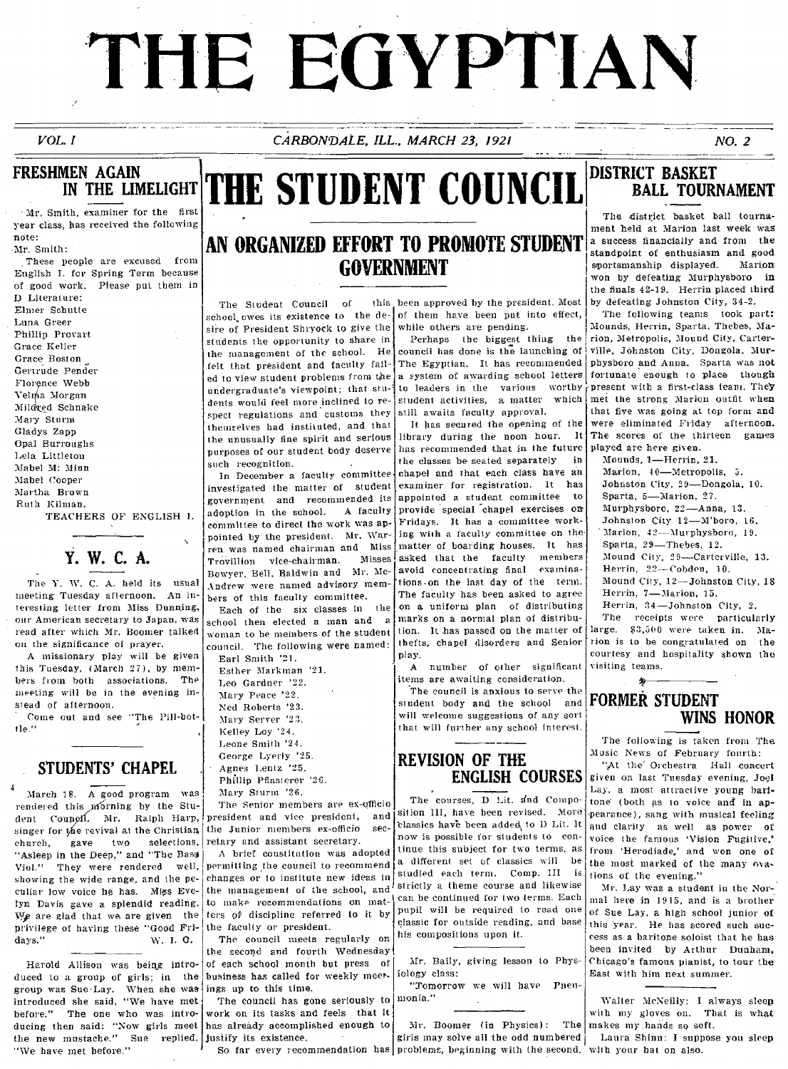# THE EGYPTIAN

VOL. I — CARBONDALE, ILL., MARCH 23, 1921 — NO. 2

## FRESHMEN AGAIN IN THE LIMELIGHT

Mr. Smith, examiner for the first year class, has received the following note:

Mr. Smith:

These people are excused from English I. for Spring Term because of good work. Please put them in D Literature:

Elmer Schutte
Luna Greer
Phillip Provart
Grace Keller
Grace Boston
Gertrude Pender
Florence Webb
Velma Morgan
Mildred Schnake
Mary Sturm
Gladys Zapp
Opal Burroughs
Lela Littleton
Mabel M. Minn
Mabel Cooper
Martha Brown
Ruth Kilman.

TEACHERS OF ENGLISH I.

## Y. W. C. A.

The Y. W. C. A. held its usual meeting Tuesday afternoon. An interesting letter from Miss Dunning, our American secretary to Japan, was read after which Mr. Boomer talked on the significance of prayer.

A missionary play will be given this Tuesday, (March 27), by members from both associations. The meeting will be in the evening instead of afternoon.

Come out and see "The Pill-bottle."

## STUDENTS' CHAPEL

March 18. A good program was rendered this morning by the Student Council. Mr. Ralph Harp, singer for the revival at the Christian church, gave two selections, "Asleep in the Deep," and "The Bass Viol." They were rendered well, showing the wide range, and the peculiar low voice he has. Miss Evelyn Davis gave a splendid reading. We are glad that we are given the privilege of having these "Good Fridays."

W. I. G.

Harold Allison was being introduced to a group of girls; in the group was Sue Lay. When she was introduced she said, "We have met before." The one who was introducing then said: "Now girls meet the new mustache." Sue replied, "We have met before."

# THE STUDENT COUNCIL

## AN ORGANIZED EFFORT TO PROMOTE STUDENT GOVERNMENT

The Student Council of this school owes its existence to the desire of President Shryock to give the students the opportunity to share in the management of the school. He felt that president and faculty failed to view student problems from the undergraduate's viewpoint; that students would feel more inclined to respect regulations and customs they themselves had instituted, and that the unusually fine spirit and serious purposes of our student body deserve such recognition.

In December a faculty committee investigated the matter of student government and recommended its adoption in the school. A faculty committee to direct the work was appointed by the president. Mr. Warren was named chairman and Miss Trovillion vice-chairman. Misses Bowyer, Bell, Baldwin and Mr. McAndrew were named advisory members of this faculty committee.

Each of the six classes in the school then elected a man and a woman to be members of the student council. The following were named:

Earl Smith '21.
Esther Markman '21.
Leo Gardner '22.
Mary Peace '22.
Ned Roberts '23.
Mary Server '23.
Kelley Loy '24.
Leone Smith '24.
George Lyerly '25.
Agnes Lentz '25.
Phillip Pfiasterer '26.
Mary Sturm '26.

The Senior members are ex-officio president and vice president, and the Junior members ex-officio secretary and assistant secretary.

A brief constitution was adopted permitting the council to recommend changes or to institute new ideas in the management of the school, and to make recommendations on matters of discipline referred to it by the faculty or president.

The council meets regularly on the second and fourth Wednesday of each school month but press of business has called for weekly meetings up to this time.

The council has gone seriously to work on its tasks and feels that it has already accomplished enough to justify its existence.

So far every recommendation has been approved by the president. Most of them have been put into effect, while others are pending.

Perhaps the biggest thing the council has done is the launching of The Egyptian. It has recommended a system of awarding school letters to leaders in the various worthy student activities, a matter which still awaits faculty approval.

It has secured the opening of the library during the noon hour. It has recommended that in the future the classes be seated separately in chapel and that each class have an examiner for registration. It has appointed a student committee to provide special chapel exercises on Fridays. It has a committee working with a faculty committee on the matter of boarding houses. It has asked that the faculty members avoid concentrating final examinations on the last day of the term. The faculty has been asked to agree on a uniform plan of distributing marks on a normal plan of distribution. It has passed on the matter of thefts, chapel disorders and Senior play.

A number of other significant items are awaiting consideration.

The council is anxious to serve the student body and the school and will welcome suggestions of any sort that will further any school interest.

## REVISION OF THE ENGLISH COURSES

The courses, D Lit. and Composition III, have been revised. More classics have been added to D Lit. It now is possible for students to continue this subject for two terms, as a different set of classics will be studied each term. Comp. III is strictly a theme course and likewise can be continued for two terms. Each pupil will be required to read one classic for outside reading, and base his compositions upon it.

Mr. Baily, giving lesson to Physiology class:

"Tomorrow we will have Pneumonia."

Mr. Boomer (in Physics): The girls may solve all the odd numbered problems, beginning with the second.

## DISTRICT BASKET BALL TOURNAMENT

The district basket ball tournament held at Marion last week was a success financially and from the standpoint of enthusiasm and good sportsmanship displayed. Marion won by defeating Murphysboro in the finals 42-19. Herrin placed third by defeating Johnston City, 34-2.

The following teams took part: Mounds, Herrin, Sparta, Thebes, Marion, Metropolis, Mound City, Carterville, Johnston City, Dongola, Murphysboro and Anna. Sparta was not fortunate enough to place though present with a first-class team. They met the strong Marion outfit when that five was going at top form and were eliminated Friday afternoon. The scores of the thirteen games played are here given.

Mounds, 1—Herrin, 21.
Marion, 40—Metropolis, 5.
Johnston City, 29—Dongola, 10.
Sparta, 5—Marion, 27.
Murphysboro, 22—Anna, 13.
Johnston City 12—M'boro, 16.
Marion, 42—Murphysboro, 19.
Sparta, 29—Thebes, 12.
Mound City, 29—Carterville, 13.
Herrin, 22—Cobden, 10.
Mound City, 12—Johnston City, 18
Herrin, 7—Marion, 15.
Herrin, 34—Johnston City, 2.

The receipts were particularly large. $3,500 were taken in. Marion is to be congratulated on the courtesy and hospitality shown the visiting teams.

## FORMER STUDENT WINS HONOR

The following is taken from The Music News of February fourth:

"At the Orchestra Hall concert given on last Tuesday evening, Joel Lay, a most attractive young baritone (both as to voice and in appearance), sang with musical feeling and clarity as well as power of voice the famous 'Vision Fugitive,' from 'Herodiade,' and won one of the most marked of the many ovations of the evening."

Mr. Lay was a student in the Normal here in 1915, and is a brother of Sue Lay, a high school junior of this year. He has scored such success as a baritone soloist that he has been invited by Arthur Dunham, Chicago's famous pianist, to tour the East with him next summer.

Walter McNeilly: I always sleep with my gloves on. That is what makes my hands so soft.

Laura Shinn: I suppose you sleep with your hat on also.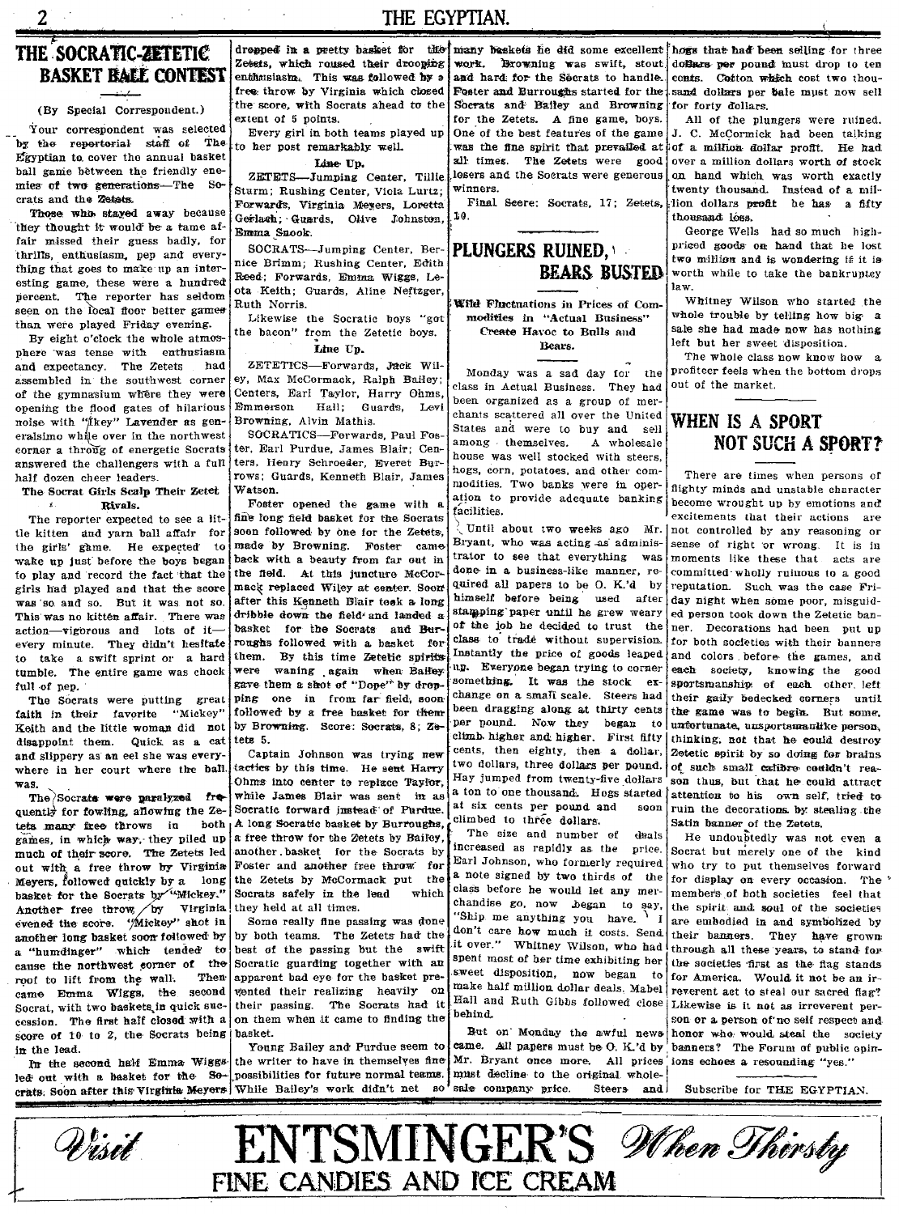# THE SOCRATIC-ZETETIC BASKET BALL CONTEST

(By Special Correspondent.)

Your correspondent was selected by the reportorial staff of The Egyptian to cover the annual basket ball game between the friendly enemies of two generations—The Socrats and the Zetets.

Those who stayed away because they thought it would be a tame affair missed their guess badly, for thrills, enthusiasm, pep and everything that goes to make up an interesting game, these were a hundred percent. The reporter has seldom seen on the local floor better games than were played Friday evening.

By eight o'clock the whole atmosphere was tense with enthusiasm and expectancy. The Zetets had assembled in the southwest corner of the gymnasium where they were opening the flood gates of hilarious noise with "Ikey" Lavender as generalsimo while over in the northwest corner a throng of energetic Socrats answered the challengers with a full half dozen cheer leaders.

**The Socrat Girls Scalp Their Zetet Rivals.**

The reporter expected to see a little kitten and yarn ball affair for the girls' game. He expected to wake up just before the boys began to play and record the fact that the girls had played and that the score was so and so. But it was not so. This was no kitten affair. There was action—vigorous and lots of it—every minute. They didn't hesitate to take a swift sprint or a hard tumble. The entire game was chock full of pep.

The Socrats were putting great faith in their favorite "Mickey" Keith and the little woman did not disappoint them. Quick as a cat and slippery as an eel she was everywhere in her court where the ball was.

The Socrats were paralyzed frequently for fowling, allowing the Zetets many free throws in both games, in which way, they piled up much of their score. The Zetets led out with a free throw by Virginia Meyers, followed quickly by a long basket for the Socrats by "Mickey." Another free throw by Virginia evened the score. "Mickey" shot in another long basket soon followed by a "humdinger" which tended to cause the northwest corner of the roof to lift from the wall. Then came Emma Wiggs, the second Socrat, with two baskets in quick succession. The first half closed with a score of 10 to 2, the Socrats being in the lead.

In the second half Emma Wiggs led out with a basket for the Socrats. Soon after this Virginia Meyers dropped in a pretty basket for the Zetets, which roused their drooping enthusiasm. This was followed by a free throw by Virginia which closed the score, with Socrats ahead to the extent of 5 points.

Every girl in both teams played up to her post remarkably well.

**Line Up.**

ZETETS—Jumping Center, Tillie Sturm; Rushing Center, Viola Lurtz; Forwards, Virginia Meyers, Loretta Gerlach; Guards, Olive Johnston, Emma Snook.

SOCRATS—Jumping Center, Bernice Brimm; Rushing Center, Edith Reed; Forwards, Emma Wiggs, Leota Keith; Guards, Aline Neftzger, Ruth Norris.

Likewise the Socratic boys "got the bacon" from the Zetetic boys.

**Line Up.**

ZETETICS—Forwards, Jack Wiley, Max McCormack, Ralph Bailey; Centers, Earl Taylor, Harry Ohms, Emmerson Hall; Guards, Levi Browning, Alvin Mathis.

SOCRATICS—Forwards, Paul Foster, Earl Purdue, James Blair; Centers, Henry Schroeder, Everet Burrows; Guards, Kenneth Blair, James Watson.

Foster opened the game with a fine long field basket for the Socrats soon followed by one for the Zetets, made by Browning. Foster came back with a beauty from far out in the field. At this juncture McCormack replaced Wiley at center. Soon after this Kenneth Blair took a long dribble down the field and landed a basket for the Socrats and Burroughs followed with a basket for them. By this time Zetetic spirits were waning again when Bailey gave them a shot of "Dope" by dropping one in from far field, soon followed by a free basket for them by Browning. Score: Socrats, 8; Zetets 5.

Captain Johnson was trying new tactics by this time. He sent Harry Ohms into center to replace Taylor, while James Blair was sent in as Socratic forward instead of Purdue. A long Socratic basket by Burroughs, a free throw for the Zetets by Bailey, another basket for the Socrats by Foster and another free throw for the Zetets by McCormack put the Socrats safely in the lead which they held at all times.

Some really fine passing was done by both teams. The Zetets had the best of the passing but the swift Socratic guarding together with an apparent bad eye for the basket prevented their realizing heavily on their passing. The Socrats had it on them when it came to finding the basket.

Young Bailey and Purdue seem to the writer to have in themselves fine possibilities for future normal teams. While Bailey's work didn't net so many baskets he did some excellent work. Browning was swift, stout and hard for the Socrats to handle. Foster and Burroughs started for the Socrats and Bailey and Browning for the Zetets. A fine game, boys. One of the best features of the game was the fine spirit that prevailed at all times. The Zetets were good losers and the Socrats were generous winners.

Final Score: Socrats, 17; Zetets, 10.

# PLUNGERS RUINED, BEARS BUSTED

**Wild Fluctuations in Prices of Commodities in "Actual Business" Create Havoc to Bulls and Bears.**

Monday was a sad day for the class in Actual Business. They had been organized as a group of merchants scattered all over the United States and were to buy and sell among themselves. A wholesale house was well stocked with steers, hogs, corn, potatoes, and other commodities. Two banks were in operation to provide adequate banking facilities.

Until about two weeks ago Mr. Bryant, who was acting as administrator to see that everything was done in a business-like manner, required all papers to be O. K.'d by himself before being used after stamping paper until he grew weary of the job he decided to trust the class to trade without supervision. Instantly the price of goods leaped up. Everyone began trying to corner something. It was the stock exchange on a small scale. Steers had been dragging along at thirty cents per pound. Now they began to climb higher and higher. First fifty cents, then eighty, then a dollar, two dollars, three dollars per pound. Hay jumped from twenty-five dollars a ton to one thousand. Hogs started at six cents per pound and soon climbed to three dollars.

The size and number of deals increased as rapidly as the price. Earl Johnson, who formerly required a note signed by two thirds of the class before he would let any merchandise go, now began to say, "Ship me anything you have. I don't care how much it costs. Send it over." Whitney Wilson, who had spent most of her time exhibiting her sweet disposition, now began to make half million dollar deals. Mabel Hall and Ruth Gibbs followed close behind.

But on Monday the awful news came. All papers must be O. K.'d by Mr. Bryant once more. All prices must decline to the original wholesale company price. Steers and hogs that had been selling for three dollars per pound must drop to ten cents. Cotton which cost two thousand dollars per bale must now sell for forty dollars.

All of the plungers were ruined. J. C. McCormick had been talking of a million dollar profit. He had over a million dollars worth of stock on hand which was worth exactly twenty thousand. Instead of a million dollars profit he has a fifty thousand loss.

George Wells had so much high-priced goods on hand that he lost two million and is wondering if it is worth while to take the bankruptcy law.

Whitney Wilson who started the whole trouble by telling how big a sale she had made now has nothing left but her sweet disposition.

The whole class now know how a profiteer feels when the bottom drops out of the market.

# WHEN IS A SPORT NOT SUCH A SPORT?

There are times when persons of flighty minds and unstable character become wrought up by emotions and excitements that their actions are not controlled by any reasoning or sense of right or wrong. It is in moments like these that acts are committed wholly ruinous to a good reputation. Such was the case Friday night when some poor, misguided person took down the Zetetic banner. Decorations had been put up for both societies with their banners and colors before the games, and each society, knowing the good sportsmanship of each other, left their gaily bedecked corners until the game was to begin. But some, unfortunate, unsportsmanlike person, thinking, not that he could destroy Zetetic spirit by so doing for brains of such small calibre couldn't reason thus, but that he could attract attention to his own self, tried to ruin the decorations by stealing the Satin banner of the Zetets.

He undoubtedly was not even a Socrat but merely one of the kind who try to put themselves forward for display on every occasion. The members of both societies feel that the spirit and soul of the societies are embodied in and symbolized by their banners. They have grown through all these years, to stand for the societies first as the flag stands for America. Would it not be an irreverent act to steal our sacred flag? Likewise is it not as irreverent person or a person of no self respect and honor who would steal the society banners? The Forum of public opinions echoes a resounding "yes."

Subscribe for THE EGYPTIAN.

---

*Visit* **ENTSMINGER'S** *When Thirsty*

**FINE CANDIES AND ICE CREAM**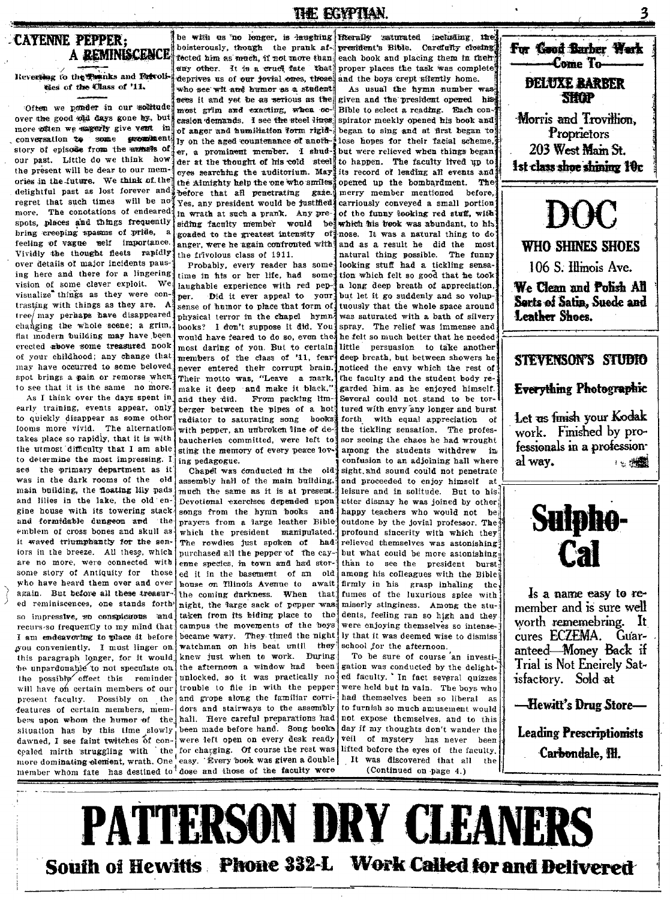# CAYENNE PEPPER; A REMINISCENCE

Reverting to the Pranks and Frivolities of the Class of '11.

Often we ponder in our solitude over the good old days gone by, but more often we eagerly give vent in conversation to some prominent story of episode from the annals of our past. Little do we think how the present will be dear to our memories in the future. We think of the delightful past as lost forever and regret that such times will be no more. The conotations of endeared spots, places and things frequently bring creeping spasms of pride, a feeling of vague self importance. Vividly the thought fleets rapidly over details of major incidents pausing here and there for a lingering vision of some clever exploit. We visualize things as they were contrasting with things as they are. A tree may perhaps have disappeared changing the whole scene; a grim, flat modern building may have been erected above some treasured nook of your childhood; any change that may have occurred to some beloved spot brings a pain or remorse when to see that it is the same no more.

As I think over the days spent in early training, events appear, only to quickly disappear as some other looms more vivid. The alternation takes place so rapidly, that it is with the utmost difficulty that I am able to determine the most impressing. I see the primary department as it was in the dark rooms of the old main building, the floating lily pads and lilies in the lake, the old engine house with its towering stack and formidable dungeon and the emblem of cross bones and skull as it waved triumphantly for the seniors in the breeze. All these, which are no more, were connected with some story of Antiquity for those who have heard them over and over again. But before all these treasured reminiscences, one stands forth so impressive, so conspicuous and recurs so frequently to my mind that I am endeavoring to place it before you conveniently. I must linger on this paragraph longer, for it would be unpardonable to not speculate on the possible effect this reminder will have on certain members of our present faculty. Possibly on the features of certain members, members upon whom the humor of the situation has by this time slowly dawned, I see faint twitches of concealed mirth struggling with the more dominating element, wrath. One member whom fate has destined to be with us no longer, is laughing boisterously, though the prank affected him as much, if not more than any other. It is a cruel fate that deprives us of our jovial ones, those who see wit and humor as a student sees it and yet be as serious as the most grim and exacting, when occasion demands. I see the steel lines of anger and humiliation form rigidly on the aged countenance of another, a prominent member. I shudder at the thought of his cold steel eyes searching the auditorium. May the Almighty help the one who smiles before that all penetrating gaze. Yes, any president would be justified in wrath at such a prank. Any presiding faculty member would be goaded to the greatest intensity of anger, were he again confronted with the frivolous class of 1911.

Probably, every reader has some time in his or her life, had some laughable experience with red pepper. Did it ever appeal to your sense of humor to place that form of physical terror in the chapel hymn books? I don't suppose it did. You would have feared to do so, even the most daring of you. But to certain members of the class of '11, fear never entered their corrupt brain. Their motto was, "Leave a mark, make it deep and make it black," and they did. From packing limberger between the pipes of a hot radiator to saturating song books with pepper, an unbroken line of debaucheries committed, were left to sting the memory of every peace loving pedagogue.

Chapel was conducted in the old assembly hall of the main building, much the same as it is at present. Devotional exercises depended upon songs from the hymn books and prayers from a large leather Bible which the president manipulated. The rowdies just spoken of had purchased all the pepper of the cayenne species, in town and had stored it in the basement of an old house on Illinois Avenue to await the coming darkness. When that night, the large sack of pepper was taken from its hiding place to the campus the movements of the boys became wary. They timed the night watchman on his beat until they knew just when to work. During the afternoon a window had been unlocked, so it was practically no trouble to file in with the pepper and grope along the familiar corridors and stairways to the assembly hall. Here careful preparations had been made before hand. Song books were left open on every desk ready for charging. Of course the rest was easy. Every book was given a double dose and those of the faculty were literally saturated including the president's Bible. Carefully closing each book and placing them in their proper places the task was complete and the boys crept silently home.

As usual the hymn number was given and the president opened his Bible to select a reading. Each conspirator meekly opened his book and began to sing and at first began to lose hopes for their facial scheme, but were relieved when things began to happen. The faculty lived up to its record of leading all events and opened up the bombardment. The merry member mentioned before, carriously conveyed a small portion of the funny looking red stuff, with which his book was abundant, to his nose. It was a natural thing to do and as a result he did the most natural thing possible. The funny looking stuff had a tickling sensation which felt so good that he took a long deep breath of appreciation, but let it go suddenly and so voluptuously that the whole space around was saturated with a bath of silvery spray. The relief was immense and he felt so much better that he needed little persuasion to take another deep breath, but between showers he noticed the envy which the rest of the faculty and the student body regarded him as he enjoyed himself. Several could not stand to be tortured with envy any longer and burst forth with equal appreciation of the tickling sensation. The professor seeing the chaos he had wrought among the students withdrew in confusion to an adjoining hall where sight and sound could not penetrate and proceeded to enjoy himself at leisure and in solitude. But to his utter dismay he was joined by other happy teachers who would not be outdone by the jovial professor. The profound sincerity with which they relieved themselves was astonishing but what could be more astonishing than to see the president burst among his colleagues with the Bible firmly in his grasp inhaling the fumes of the luxurious spice with miserly stinginess. Among the students, feeling ran so high and they were enjoying themselves so intensely that it was deemed wise to dismiss school for the afternoon.

To be sure of course an investigation was conducted by the delighted faculty. In fact several quizzes were held but in vain. The boys who had themselves been so liberal as to furnish so much amusement would not expose themselves, and to this day if my thoughts don't wander the veil of mystery has never been lifted before the eyes of the faculty.

It was discovered that all the

(Continued on page 4.)

---

**For Good Barber Work**
**—Come To—**
**DELUXE BARBER SHOP**
Morris and Trovillion, Proprietors
203 West Main St.
**1st class shoe shining 10c**

---

# DOC
**WHO SHINES SHOES**
106 S. Illinois Ave.
**We Clean and Polish All Sorts of Satin, Suede and Leather Shoes.**

---

**STEVENSON'S STUDIO**
**Everything Photographic**
Let us finish your Kodak work. Finished by professionals in a professional way.

---

# Sulpho-Cal
Is a name easy to remember and is sure well worth remembering. It cures ECZEMA. Guaranteed—Money Back if Trial is Not Eneirely Satisfactory. Sold at
**—Hewitt's Drug Store—**
**Leading Prescriptionists**
Carbondale, Ill.

---

# PATTERSON DRY CLEANERS
**South of Hewitts Phone 332-L Work Called for and Delivered**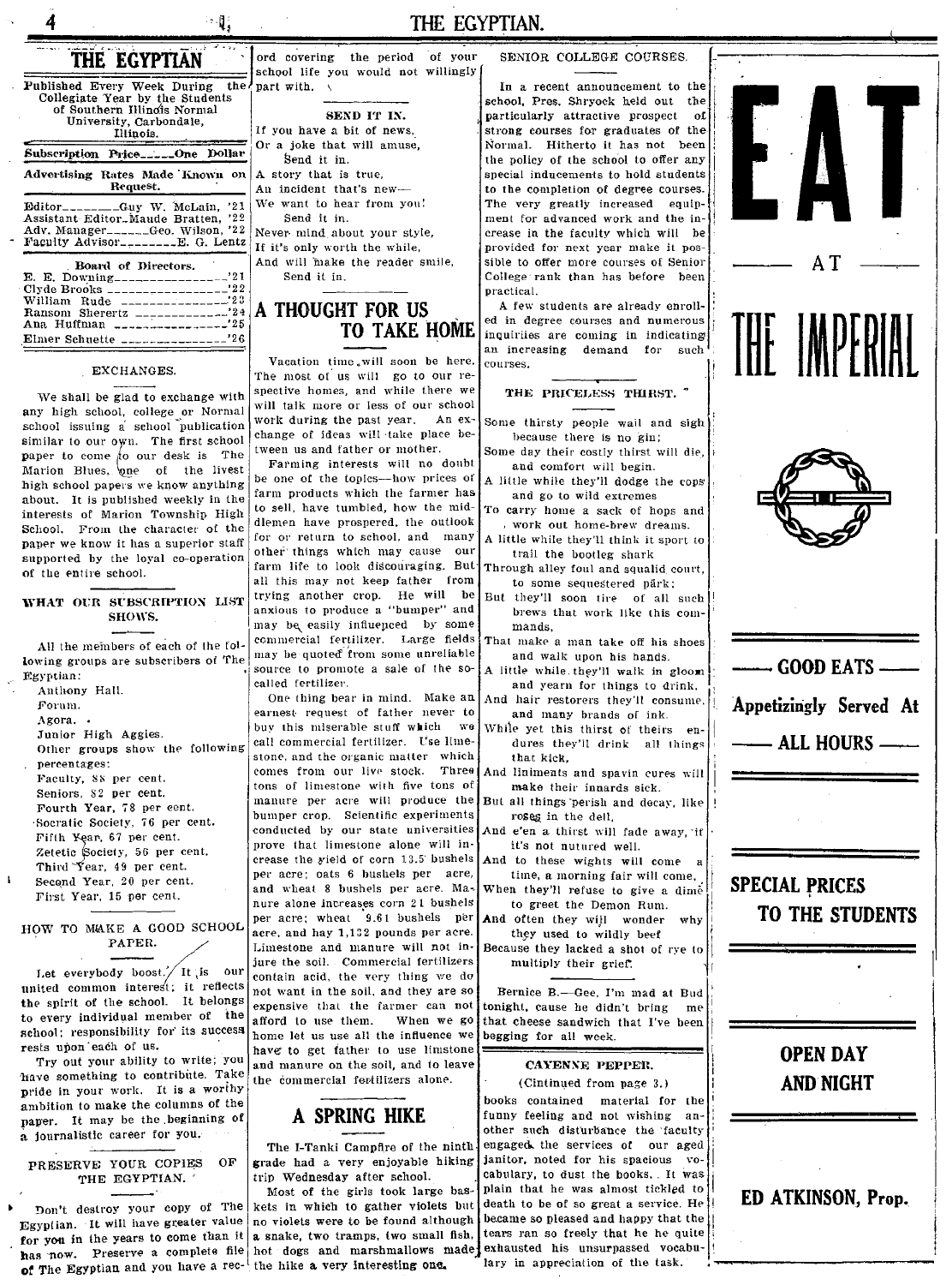## THE EGYPTIAN

Published Every Week During the Collegiate Year by the Students of Southern Illinois Normal University, Carbondale, Illinois.

Subscription Price.....One Dollar

Advertising Rates Made Known on Request.

Editor.........Guy W. McLain, '21
Assistant Editor..Maude Bratten, '22
Adv. Manager........Geo. Wilson, '22
Faculty Advisor.........E. G. Lentz

**Board of Directors.**

E. E. Downing.................'21
Clyde Brooks..................'22
William Rude..................'23
Ransom Sherertz...............'24
Ana Huffman...................'25
Elmer Schuette................'26

### EXCHANGES.

We shall be glad to exchange with any high school, college or Normal school issuing a school publication similar to our own. The first school paper to come to our desk is The Marion Blues, one of the livest high school papers we know anything about. It is published weekly in the interests of Marion Township High School. From the character of the paper we know it has a superior staff supported by the loyal co-operation of the entire school.

### WHAT OUR SUBSCRIPTION LIST SHOWS.

All the members of each of the following groups are subscribers of The Egyptian:

Anthony Hall.
Forum.
Agora.
Junior High Aggies.

Other groups show the following percentages:

Faculty, 88 per cent.
Seniors, 82 per cent.
Fourth Year, 78 per cent.
Socratic Society, 76 per cent.
Fifth Year, 67 per cent.
Zetetic Society, 56 per cent.
Third Year, 49 per cent.
Second Year, 20 per cent.
First Year, 15 per cent.

### HOW TO MAKE A GOOD SCHOOL PAPER.

Let everybody boost. It is our united common interest; it reflects the spirit of the school. It belongs to every individual member of the school; responsibility for its success rests upon each of us.

Try out your ability to write; you have something to contribute. Take pride in your work. It is a worthy ambition to make the columns of the paper. It may be the beginning of a journalistic career for you.

### PRESERVE YOUR COPIES OF THE EGYPTIAN.

Don't destroy your copy of The Egyptian. It will have greater value for you in the years to come than it has now. Preserve a complete file of The Egyptian and you have a record covering the period of your school life you would not willingly part with.

### SEND IT IN.

If you have a bit of news,
Or a joke that will amuse,
Send it in.
A story that is true,
An incident that's new—
We want to hear from you!
Send it in.
Never mind about your style,
If it's only worth the while,
And will make the reader smile,
Send it in.

## A THOUGHT FOR US TO TAKE HOME

Vacation time will soon be here. The most of us will go to our respective homes, and while there we will talk more or less of our school work during the past year. An exchange of ideas will take place between us and father or mother.

Farming interests will no doubt be one of the topics—how prices of farm products which the farmer has to sell, have tumbled, how the middlemen have prospered, the outlook for or return to school, and many other things which may cause our farm life to look discouraging. But all this may not keep father from trying another crop. He will be anxious to produce a "bumper" and may be easily influenced by some commercial fertilizer. Large fields may be quoted from some unreliable source to promote a sale of the so-called fertilizer.

One thing bear in mind. Make an earnest request of father never to buy this miserable stuff which we call commercial fertilizer. Use limestone, and the organic matter which comes from our live stock. Three tons of limestone with five tons of manure per acre will produce the bumper crop. Scientific experiments conducted by our state universities prove that limestone alone will increase the yield of corn 13.5 bushels per acre; oats 6 bushels per acre, and wheat 8 bushels per acre. Manure alone increases corn 21 bushels per acre; wheat 9.61 bushels per acre, and hay 1,132 pounds per acre. Limestone and manure will not injure the soil. Commercial fertilizers contain acid, the very thing we do not want in the soil, and they are so expensive that the farmer can not afford to use them. When we go home let us use all the influence we have to get father to use limestone and manure on the soil, and to leave the commercial fertilizers alone.

## A SPRING HIKE

The I-Tanki Campfire of the ninth grade had a very enjoyable hiking trip Wednesday after school.

Most of the girls took large baskets in which to gather violets but no violets were to be found although a snake, two tramps, two small fish, hot dogs and marshmallows made the hike a very interesting one.

### SENIOR COLLEGE COURSES.

In a recent announcement to the school, Pres. Shryock held out the particularly attractive prospect of strong courses for graduates of the Normal. Hitherto it has not been the policy of the school to offer any special inducements to hold students to the completion of degree courses. The very greatly increased equipment for advanced work and the increase in the faculty which will be provided for next year make it possible to offer more courses of Senior College rank than has before been practical.

A few students are already enrolled in degree courses and numerous inquiries are coming in indicating an increasing demand for such courses.

### THE PRICELESS THIRST.

Some thirsty people wail and sigh
because there is no gin;
Some day their costly thirst will die,
and comfort will begin.
A little while they'll dodge the cops
and go to wild extremes
To carry home a sack of hops and
work out home-brew dreams.
A little while they'll think it sport to
trail the bootleg shark
Through alley foul and squalid court,
to some sequestered park;
But they'll soon tire of all such
brews that work like this commands,
That make a man take off his shoes
and walk upon his hands.
A little while they'll walk in gloom
and yearn for things to drink,
And hair restorers they'll consume,
and many brands of ink.
While yet this thirst of theirs endures they'll drink all things
that kick,
And liniments and spavin cures will
make their innards sick.
But all things perish and decay, like
roses in the dell,
And e'en a thirst will fade away, if
it's not nutured well.
And to these wights will come a
time, a morning fair will come,
When they'll refuse to give a dime
to greet the Demon Rum.
And often they will wonder why
they used to wildly beef
Because they lacked a shot of rye to
multiply their grief.

Bernice B.—Gee, I'm mad at Bud tonight, cause he didn't bring me that cheese sandwich that I've been begging for all week.

### CAYENNE PEPPER.

(Continued from page 3.)

books contained material for the funny feeling and not wishing another such disturbance the faculty engaged the services of our aged janitor, noted for his spacious vocabulary, to dust the books. It was plain that he was almost tickled to death to be of so great a service. He became so pleased and happy that the tears ran so freely that he he quite exhausted his unsurpassed vocabulary in appreciation of the task.

---

# EAT

AT

# THE IMPERIAL

**GOOD EATS**

**Appetizingly Served At**

**ALL HOURS**

**SPECIAL PRICES TO THE STUDENTS**

**OPEN DAY AND NIGHT**

**ED ATKINSON, Prop.**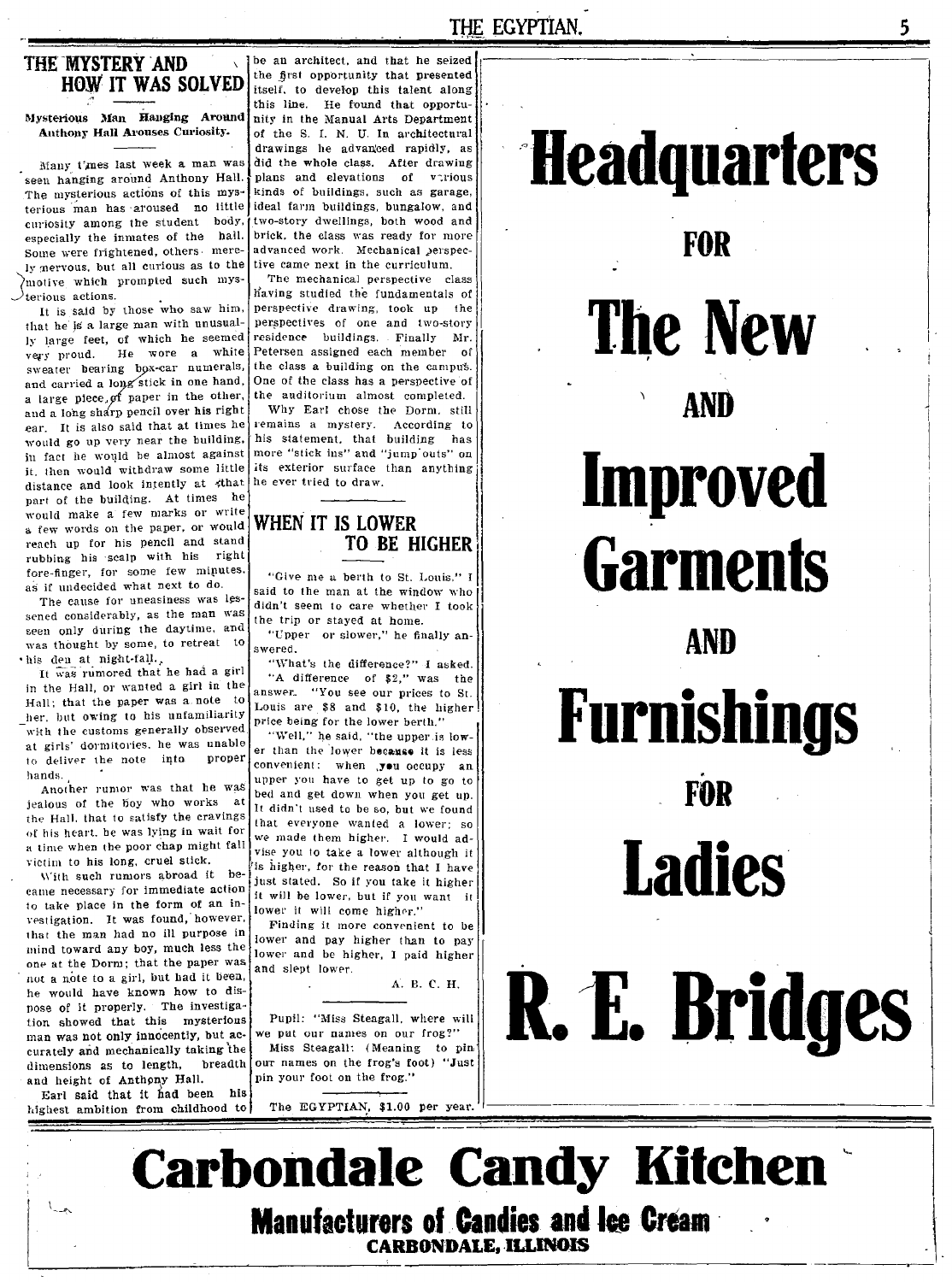## THE MYSTERY AND HOW IT WAS SOLVED

**Mysterious Man Hanging Around Anthony Hall Arouses Curiosity.**

Many times last week a man was seen hanging around Anthony Hall. The mysterious actions of this mysterious man has aroused no little curiosity among the student body, especially the inmates of the hall. Some were frightened, others merely nervous, but all curious as to the motive which prompted such mysterious actions.

It is said by those who saw him, that he is a large man with unusually large feet, of which he seemed very proud. He wore a white sweater bearing box-car numerals, and carried a long stick in one hand, a large piece of paper in the other, and a long sharp pencil over his right ear. It is also said that at times he would go up very near the building, in fact he would be almost against it, then would withdraw some little distance and look intently at that part of the building. At times he would make a few marks or write a few words on the paper, or would reach up for his pencil and stand rubbing his scalp with his right fore-finger, for some few minutes, as if undecided what next to do.

The cause for uneasiness was lessened considerably, as the man was seen only during the daytime, and was thought by some, to retreat to his den at night-fall.

It was rumored that he had a girl in the Hall, or wanted a girl in the Hall; that the paper was a note to her, but owing to his unfamiliarity with the customs generally observed at girls' dormitories, he was unable to deliver the note into proper hands.

Another rumor was that he was jealous of the boy who works at the Hall, that to satisfy the cravings of his heart, he was lying in wait for a time when the poor chap might fall victim to his long, cruel stick.

With such rumors abroad it became necessary for immediate action to take place in the form of an investigation. It was found, however, that the man had no ill purpose in mind toward any boy, much less the one at the Dorm; that the paper was not a note to a girl, but had it been, he would have known how to dispose of it properly. The investigation showed that this mysterious man was not only innocently, but accurately and mechanically taking the dimensions as to length, breadth and height of Anthony Hall.

Earl said that it had been his highest ambition from childhood to be an architect, and that he seized the first opportunity that presented itself, to develop this talent along this line. He found that opportunity in the Manual Arts Department of the S. I. N. U. In architectural drawings he advanced rapidly, as did the whole class. After drawing plans and elevations of various kinds of buildings, such as garage, ideal farm buildings, bungalow, and two-story dwellings, both wood and brick, the class was ready for more advanced work. Mechanical perspective came next in the curriculum.

The mechanical perspective class having studied the fundamentals of perspective drawing, took up the perspectives of one and two-story residence buildings. Finally Mr. Petersen assigned each member of the class a building on the campus. One of the class has a perspective of the auditorium almost completed.

Why Earl chose the Dorm, still remains a mystery. According to his statement, that building has more "stick ins" and "jump outs" on its exterior surface than anything he ever tried to draw.

## WHEN IT IS LOWER TO BE HIGHER

"Give me a berth to St. Louis," I said to the man at the window who didn't seem to care whether I took the trip or stayed at home.

"Upper or slower," he finally answered.

"What's the difference?" I asked.

"A difference of $2," was the answer. "You see our prices to St. Louis are $8 and $10, the higher price being for the lower berth."

"Well," he said, "the upper is lower than the lower because it is less convenient: when you occupy an upper you have to get up to go to bed and get down when you get up. It didn't used to be so, but we found that everyone wanted a lower; so we made them higher. I would advise you to take a lower although it is higher, for the reason that I have just stated. So if you take it higher it will be lower, but if you want it lower it will come higher."

Finding it more convenient to be lower and pay higher than to pay lower and be higher, I paid higher and slept lower.

A. B. C. H.

---

Pupil: "Miss Steagall, where will we put our names on our frog?"

Miss Steagall: (Meaning to pin our names on the frog's foot) "Just pin your foot on the frog."

---

The EGYPTIAN, $1.00 per year.

---

# Headquarters
## FOR
# The New
## AND
# Improved Garments
## AND
# Furnishings
## FOR
# Ladies
# R. E. Bridges

---

# Carbondale Candy Kitchen
**Manufacturers of Candies and Ice Cream**
**CARBONDALE, ILLINOIS**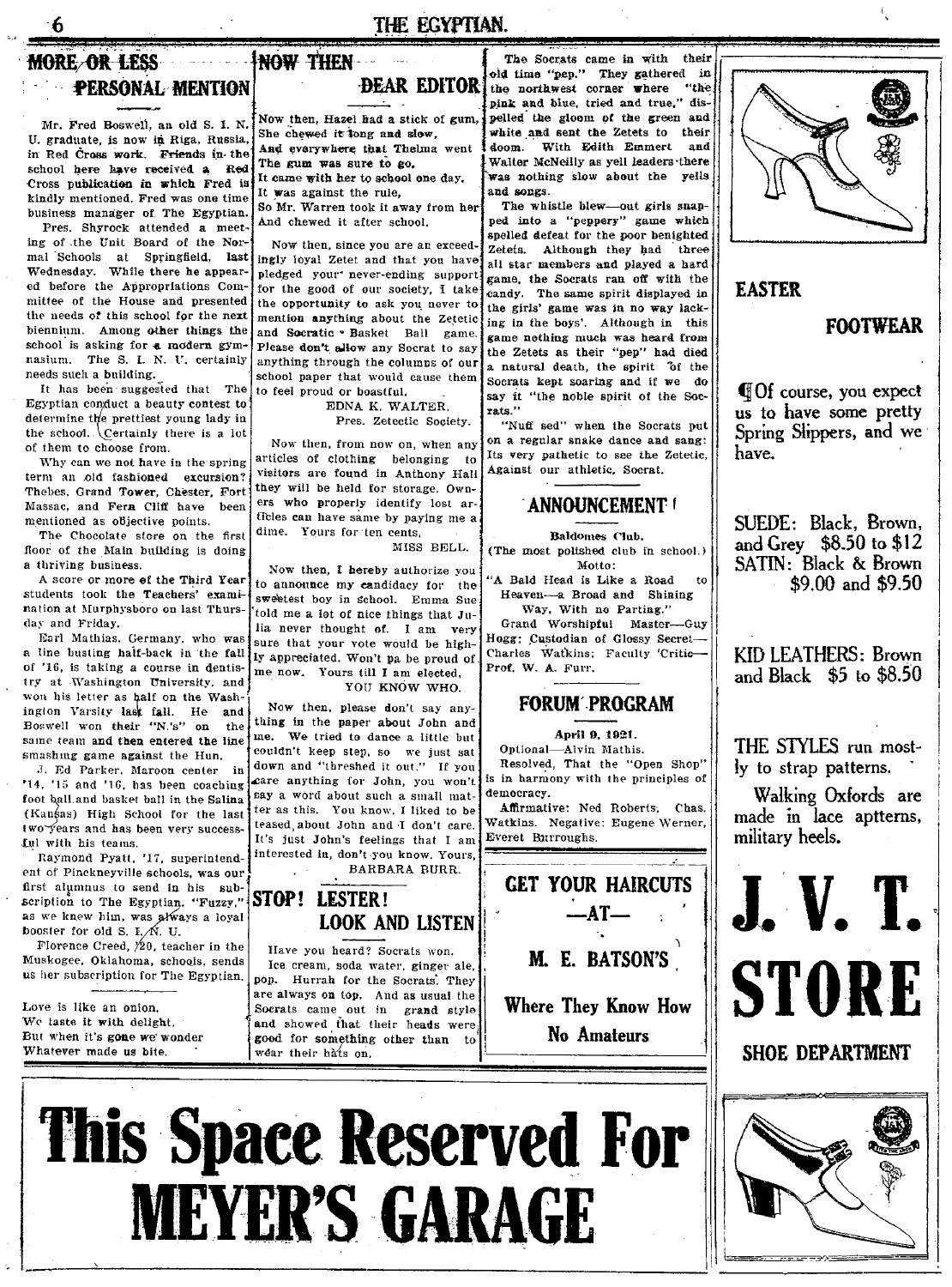## MORE OR LESS PERSONAL MENTION

Mr. Fred Boswell, an old S. I. N. U. graduate, is now in Riga, Russia, in Red Cross work. Friends in the school here have received a Red Cross publication in which Fred is kindly mentioned. Fred was one time business manager of The Egyptian.

Pres. Shyrock attended a meeting of the Unit Board of the Normal Schools at Springfield, last Wednesday. While there he appeared before the Appropriations Committee of the House and presented the needs of this school for the next biennium. Among other things the school is asking for a modern gymnasium. The S. I. N. U. certainly needs such a building.

It has been suggested that The Egyptian conduct a beauty contest to determine the prettiest young lady in the school. Certainly there is a lot of them to choose from.

Why can we not have in the spring term an old fashioned excursion? Thebes, Grand Tower, Chester, Fort Massac, and Fern Cliff have been mentioned as objective points.

The Chocolate store on the first floor of the Main building is doing a thriving business.

A score or more of the Third Year students took the Teachers' examination at Murphysboro on last Thursday and Friday.

Earl Mathias, Germany, who was a line busting half-back in the fall of '16, is taking a course in dentistry at Washington University, and won his letter as half on the Washington Varsity last fall. He and Boswell won their "N.'s" on the same team and then entered the line smashing game against the Hun.

J. Ed Parker, Maroon center in '14, '15 and '16, has been coaching foot ball and basket ball in the Salina (Kansas) High School for the last two years and has been very successful with his teams.

Raymond Pyatt, '17, superintendent of Pinckneyville schools, was our first alumnus to send in his subscription to The Egyptian. "Fuzzy," as we knew him, was always a loyal booster for old S. I. N. U.

Florence Creed, '20, teacher in the Muskogee, Oklahoma, schools, sends us her subscription for The Egyptian.

Love is like an onion,
We taste it with delight,
But when it's gone we wonder
Whatever made us bite.

## NOW THEN DEAR EDITOR

Now then, Hazel had a stick of gum,
She chewed it long and slow,
And everywhere that Thelma went
The gum was sure to go.
It came with her to school one day,
It was against the rule,
So Mr. Warren took it away from her
And chewed it after school.

Now then, since you are an exceedingly loyal Zetet and that you have pledged your never-ending support for the good of our society, I take the opportunity to ask you never to mention anything about the Zetetic and Socratic Basket Ball game. Please don't allow any Socrat to say anything through the columns of our school paper that would cause them to feel proud or boastful.

EDNA K. WALTER,
Pres. Zetectic Society.

Now then, from now on, when any articles of clothing belonging to visitors are found in Anthony Hall they will be held for storage. Owners who properly identify lost articles can have same by paying me a dime. Yours for ten cents,

MISS BELL.

Now then, I hereby authorize you to announce my candidacy for the sweetest boy in School. Emma Sue told me a lot of nice things that Julia never thought of. I am very sure that your vote would be highly appreciated. Won't pa be proud of me now. Yours till I am elected,

YOU KNOW WHO.

Now then, please don't say anything in the paper about John and me. We tried to dance a little but couldn't keep step, so we just sat down and "threshed it out." If you care anything for John, you won't say a word about such a small matter as this. You know, I liked to be teased about John and I don't care. It's just John's feelings that I am interested in, don't you know. Yours,

BARBARA BURR.

## STOP! LESTER! LOOK AND LISTEN

Have you heard? Socrats won.

Ice cream, soda water, ginger ale, pop. Hurrah for the Socrats. They are always on top. And as usual the Socrats came out in grand style and showed that their heads were good for something other than to wear their hats on.

The Socrats came in with their old time "pep." They gathered in the northwest corner where "the pink and blue, tried and true," dispelled the gloom of the green and white and sent the Zetets to their doom. With Edith Emmert and Walter McNeilly as yell leaders there was nothing slow about the yells and songs.

The whistle blew—out girls snapped into a "peppery" game which spelled defeat for the poor benighted Zetets. Although they had three all star members and played a hard game, the Socrats ran off with the candy. The same spirit displayed in the girls' game was in no way lacking in the boys'. Although in this game nothing much was heard from the Zetets as their "pep" had died a natural death, the spirit of the Socrats kept soaring and if we do say it "the noble spirit of the Socrats."

"Nuff sed" when the Socrats put on a regular snake dance and sang: Its very pathetic to see the Zetetic, Against our athletic, Socrat.

## ANNOUNCEMENT!

**Baldomes Club.**

(The most polished club in school.)

Motto:

"A Bald Head is Like a Road to Heaven—a Broad and Shining Way, With no Parting."

Grand Worshipful Master—Guy Hogg; Custodian of Glossy Secret—Charles Watkins; Faculty Critic—Prof. W. A. Furr.

## FORUM PROGRAM

**April 9, 1921.**

Optional—Alvin Mathis.

Resolved, That the "Open Shop" is in harmony with the principles of democracy.

Affirmative: Ned Roberts, Chas. Watkins. Negative: Eugene Werner, Everet Burroughs.

---

**GET YOUR HAIRCUTS —AT— M. E. BATSON'S**

**Where They Know How No Amateurs**

---

**EASTER FOOTWEAR**

Of course, you expect us to have some pretty Spring Slippers, and we have.

SUEDE: Black, Brown, and Grey $8.50 to $12
SATIN: Black & Brown $9.00 and $9.50

KID LEATHERS: Brown and Black $5 to $8.50

THE STYLES run mostly to strap patterns.

Walking Oxfords are made in lace aptterns, military heels.

**J. V. T. STORE**

**SHOE DEPARTMENT**

---

# This Space Reserved For MEYER'S GARAGE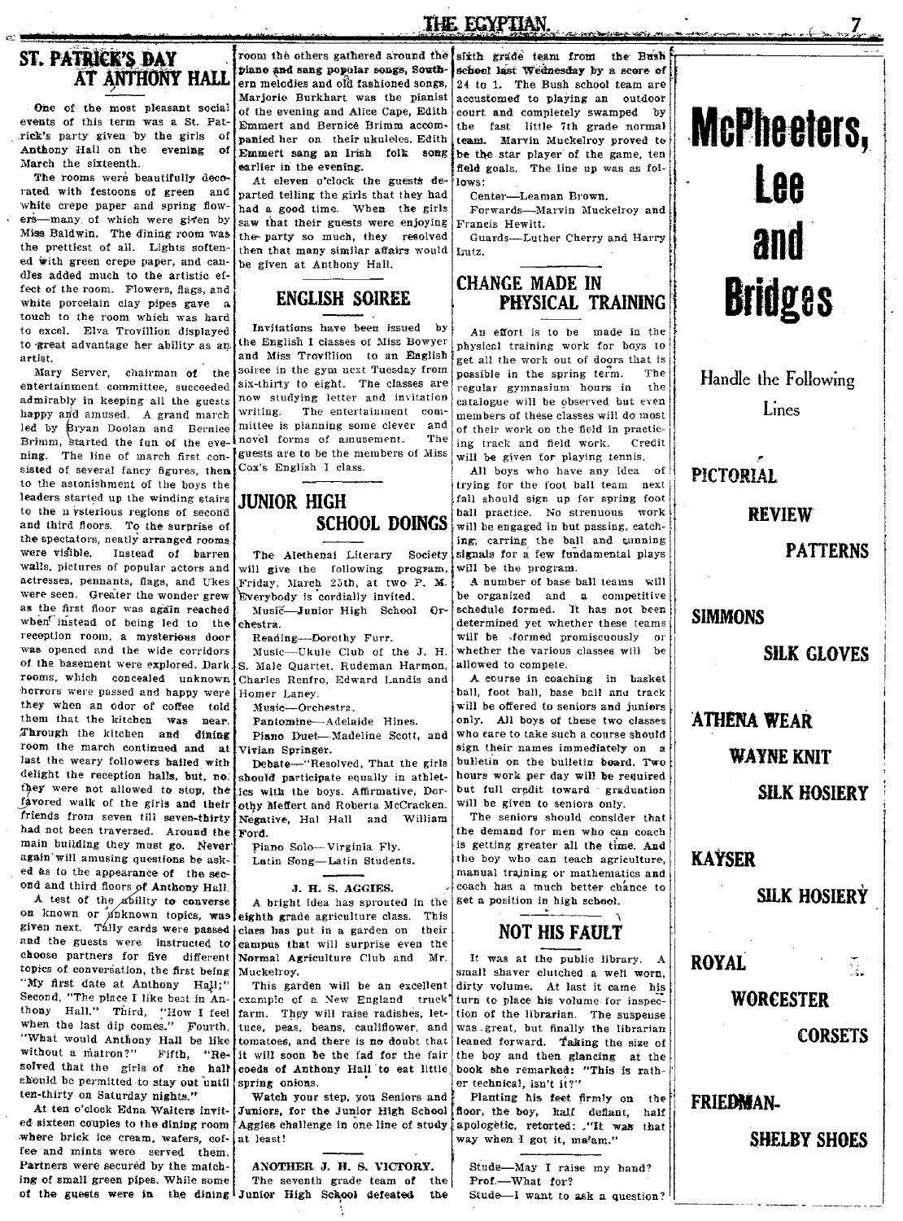## ST. PATRICK'S DAY AT ANTHONY HALL

One of the most pleasant social events of this term was a St. Patrick's party given by the girls of Anthony Hall on the evening of March the sixteenth.

The rooms were beautifully decorated with festoons of green and white crepe paper and spring flowers—many of which were given by Miss Baldwin. The dining room was the prettiest of all. Lights softened with green crepe paper, and candles added much to the artistic effect of the room. Flowers, flags, and white porcelain clay pipes gave a touch to the room which was hard to excel. Elva Trovillion displayed to great advantage her ability as an artist.

Mary Server, chairman of the entertainment committee, succeeded admirably in keeping all the guests happy and amused. A grand march led by Bryan Doolan and Berniece Brimm, started the fun of the evening. The line of march first consisted of several fancy figures, then to the astonishment of the boys the leaders started up the winding stairs to the mysterious regions of second and third floors. To the surprise of the spectators, neatly arranged rooms were visible. Instead of barren walls, pictures of popular actors and actresses, pennants, flags, and Ukes were seen. Greater the wonder grew as the first floor was again reached when instead of being led to the reception room, a mysterious door was opened and the wide corridors of the basement were explored. Dark rooms, which concealed unknown horrors were passed and happy were they when an odor of coffee told them that the kitchen was near. Through the kitchen and dining room the march continued and at last the weary followers hailed with delight the reception halls, but, no, they were not allowed to stop, the favored walk of the girls and their friends from seven till seven-thirty had not been traversed. Around the main building they must go. Never again will amusing questions be asked as to the appearance of the second and third floors of Anthony Hall.

A test of the ability to converse on known or unknown topics, was given next. Tally cards were passed and the guests were instructed to choose partners for five different topics of conversation, the first being "My first date at Anthony Hall;" Second, "The place I like best in Anthony Hall." Third, "How I feel when the last dip comes." Fourth, "What would Anthony Hall be like without a matron?" Fifth, "Resolved that the girls of the hall should be permitted to stay out until ten-thirty on Saturday nights."

At ten o'clock Edna Walters invited sixteen couples to the dining room where brick ice cream, wafers, coffee and mints were served them. Partners were secured by the matching of small green pipes. While some of the guests were in the dining room the others gathered around the piano and sang popular songs, Southern melodies and old fashioned songs. Marjorie Burkhart was the pianist of the evening and Alice Cape, Edith Emmert and Berniece Brimm accompanied her on their ukuleles. Edith Emmert sang an Irish folk song earlier in the evening.

At eleven o'clock the guests departed telling the girls that they had had a good time. When the girls saw that their guests were enjoying the party so much, they resolved then that many similar affairs would be given at Anthony Hall.

## ENGLISH SOIREE

Invitations have been issued by the English I classes of Miss Bowyer and Miss Trovillion to an English soiree in the gym next Tuesday from six-thirty to eight. The classes are now studying letter and invitation writing. The entertainment committee is planning some clever and novel forms of amusement. The guests are to be the members of Miss Cox's English I class.

## JUNIOR HIGH SCHOOL DOINGS

The Alethenai Literary Society will give the following program, Friday, March 25th, at two P. M. Everybody is cordially invited.

Music—Junior High School Orchestra.

Reading—Dorothy Furr.

Music—Ukule Club of the J. H. S. Male Quartet, Rudeman Harmon, Charles Renfro, Edward Landis and Homer Laney.

Music—Orchestra.

Pantomine—Adelaide Hines.

Piano Duet—Madeline Scott, and Vivian Springer.

Debate—"Resolved, That the girls should participate equally in athletics with the boys. Affirmative, Dorothy Meffert and Roberta McCracken. Negative, Hal Hall and William Ford.

Piano Solo—Virginia Fly.

Latin Song—Latin Students.

### J. H. S. AGGIES.

A bright idea has sprouted in the eighth grade agriculture class. This class has put in a garden on their campus that will surprise even the Normal Agriculture Club and Mr. Muckelroy.

This garden will be an excellent example of a New England truck farm. They will raise radishes, lettuce, peas, beans, cauliflower, and tomatoes, and there is no doubt that it will soon be the fad for the fair coeds of Anthony Hall to eat little spring onions.

Watch your step, you Seniors and Juniors, for the Junior High School Aggies challenge in one line of study at least!

### ANOTHER J. H. S. VICTORY.

The seventh grade team of the Junior High School defeated the sixth grade team from the Bush school last Wednesday by a score of 24 to 1. The Bush school team are accustomed to playing an outdoor court and completely swamped by the fast little 7th grade normal team. Marvin Muckelroy proved to be the star player of the game, ten field goals. The line up was as follows:

Center—Leaman Brown.

Forwards—Marvin Muckelroy and Francis Hewitt.

Guards—Luther Cherry and Harry Lutz.

## CHANGE MADE IN PHYSICAL TRAINING

An effort is to be made in the physical training work for boys to get all the work out of doors that is possible in the spring term. The regular gymnasium hours in the catalogue will be observed but even members of these classes will do most of their work on the field in practicing track and field work. Credit will be given for playing tennis.

All boys who have any idea of trying for the foot ball team next fall should sign up for spring foot ball practice. No strenuous work will be engaged in but passing, catching, carring the ball and running signals for a few fundamental plays will be the program.

A number of base ball teams will be organized and a competitive schedule formed. It has not been determined yet whether these teams will be formed promiscuously or whether the various classes will be allowed to compete.

A course in coaching in basket ball, foot ball, base ball and track will be offered to seniors and juniors only. All boys of these two classes who care to take such a course should sign their names immediately on a bulletin on the bulletin board. Two hours work per day will be required but full credit toward graduation will be given to seniors only.

The seniors should consider that the demand for men who can coach is getting greater all the time. And the boy who can teach agriculture, manual training or mathematics and coach has a much better chance to get a position in high school.

## NOT HIS FAULT

It was at the public library. A small shaver clutched a well worn, dirty volume. At last it came his turn to place his volume for inspection of the librarian. The suspense was great, but finally the librarian leaned forward. Taking the size of the boy and then glancing at the book she remarked: "This is rather technical, isn't it?"

Planting his feet firmly on the floor, the boy, half defiant, half apologetic, retorted: "It was that way when I got it, ma'am."

Stude—May I raise my hand?
Prof.—What for?
Stude—I want to ask a question?

---

# McPheeters, Lee and Bridges

Handle the Following Lines

**PICTORIAL REVIEW PATTERNS**

**SIMMONS SILK GLOVES**

**ATHENA WEAR**

**WAYNE KNIT SILK HOSIERY**

**KAYSER SILK HOSIERY**

**ROYAL WORCESTER CORSETS**

**FRIEDMAN-SHELBY SHOES**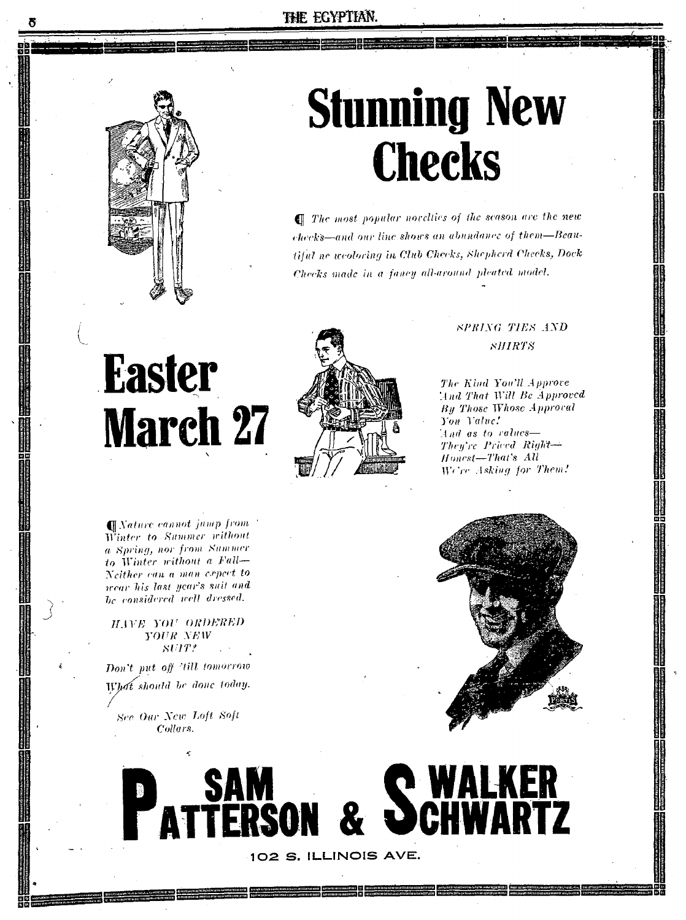# Stunning New Checks

¶ *The most popular novelties of the season are the new checks—and our line shows an abundance of them—Beautiful ne wcoloring in Club Checks, Shepherd Checks, Dock Checks made in a fancy all-around pleated model.*

# Easter March 27

*SPRING TIES AND SHIRTS*

*The Kind You'll Approve*
*And That Will Be Approved*
*By Those Whose Approval*
*You Value!*
*And as to values—*
*They're Priced Right—*
*Honest—That's All*
*We're Asking for Them!*

¶ *Nature cannot jump from Winter to Summer without a Spring, nor from Summer to Winter without a Fall—Neither can a man expect to wear his last year's suit and be considered well dressed.*

*HAVE YOU ORDERED YOUR NEW SUIT?*

*Don't put off 'till tomorrow*
*What should be done today.*

*See Our New Loft Soft Collars.*

# PATTERSON & SCHWARTZ
## SAM — WALKER

102 S. ILLINOIS AVE.